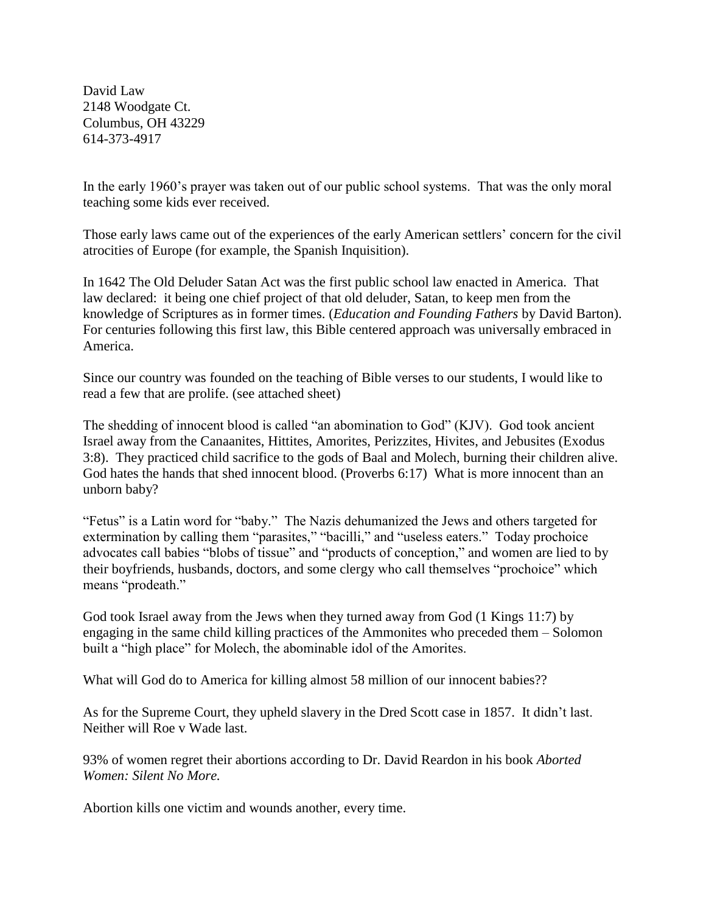David Law
2148 Woodgate Ct.
Columbus, OH 43229
614-373-4917

In the early 1960's prayer was taken out of our public school systems. That was the only moral teaching some kids ever received.

Those early laws came out of the experiences of the early American settlers' concern for the civil atrocities of Europe (for example, the Spanish Inquisition).

In 1642 The Old Deluder Satan Act was the first public school law enacted in America. That law declared: it being one chief project of that old deluder, Satan, to keep men from the knowledge of Scriptures as in former times. (*Education and Founding Fathers* by David Barton). For centuries following this first law, this Bible centered approach was universally embraced in America.

Since our country was founded on the teaching of Bible verses to our students, I would like to read a few that are prolife. (see attached sheet)

The shedding of innocent blood is called "an abomination to God" (KJV). God took ancient Israel away from the Canaanites, Hittites, Amorites, Perizzites, Hivites, and Jebusites (Exodus 3:8). They practiced child sacrifice to the gods of Baal and Molech, burning their children alive. God hates the hands that shed innocent blood. (Proverbs 6:17) What is more innocent than an unborn baby?

"Fetus" is a Latin word for "baby." The Nazis dehumanized the Jews and others targeted for extermination by calling them "parasites," "bacilli," and "useless eaters." Today prochoice advocates call babies "blobs of tissue" and "products of conception," and women are lied to by their boyfriends, husbands, doctors, and some clergy who call themselves "prochoice" which means "prodeath."

God took Israel away from the Jews when they turned away from God (1 Kings 11:7) by engaging in the same child killing practices of the Ammonites who preceded them – Solomon built a "high place" for Molech, the abominable idol of the Amorites.

What will God do to America for killing almost 58 million of our innocent babies??

As for the Supreme Court, they upheld slavery in the Dred Scott case in 1857. It didn't last. Neither will Roe v Wade last.

93% of women regret their abortions according to Dr. David Reardon in his book *Aborted Women: Silent No More.*

Abortion kills one victim and wounds another, every time.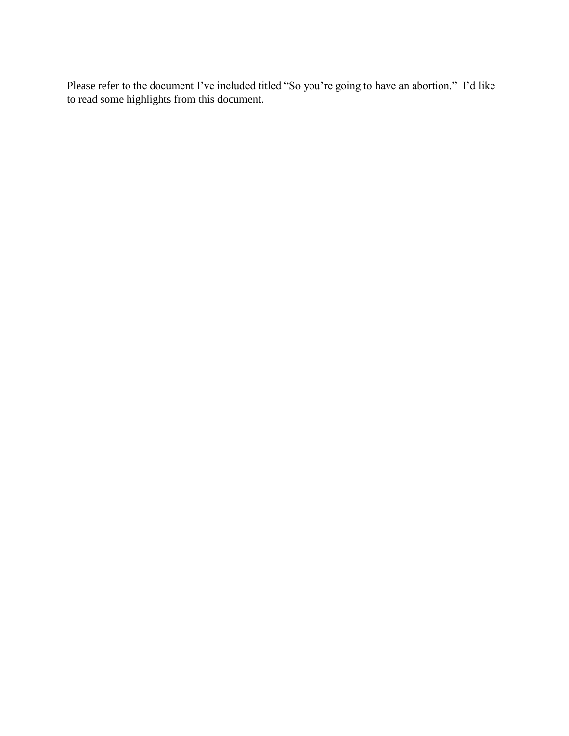Please refer to the document I've included titled "So you're going to have an abortion." I'd like to read some highlights from this document.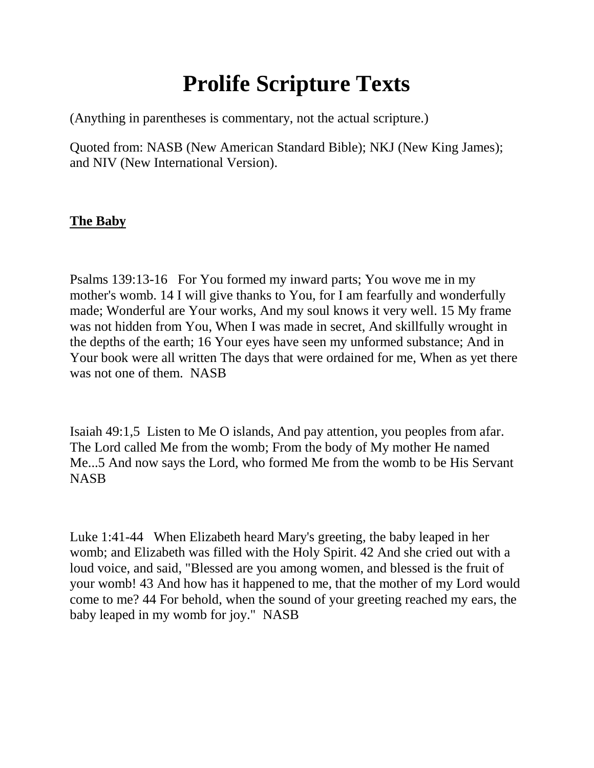# Prolife Scripture Texts

(Anything in parentheses is commentary, not the actual scripture.)

Quoted from: NASB (New American Standard Bible); NKJ (New King James); and NIV (New International Version).

**The Baby**

Psalms 139:13-16   For You formed my inward parts; You wove me in my mother's womb. 14 I will give thanks to You, for I am fearfully and wonderfully made; Wonderful are Your works, And my soul knows it very well. 15 My frame was not hidden from You, When I was made in secret, And skillfully wrought in the depths of the earth; 16 Your eyes have seen my unformed substance; And in Your book were all written The days that were ordained for me, When as yet there was not one of them.  NASB

Isaiah 49:1,5  Listen to Me O islands, And pay attention, you peoples from afar. The Lord called Me from the womb; From the body of My mother He named Me...5 And now says the Lord, who formed Me from the womb to be His Servant NASB

Luke 1:41-44   When Elizabeth heard Mary's greeting, the baby leaped in her womb; and Elizabeth was filled with the Holy Spirit. 42 And she cried out with a loud voice, and said, "Blessed are you among women, and blessed is the fruit of your womb! 43 And how has it happened to me, that the mother of my Lord would come to me? 44 For behold, when the sound of your greeting reached my ears, the baby leaped in my womb for joy."  NASB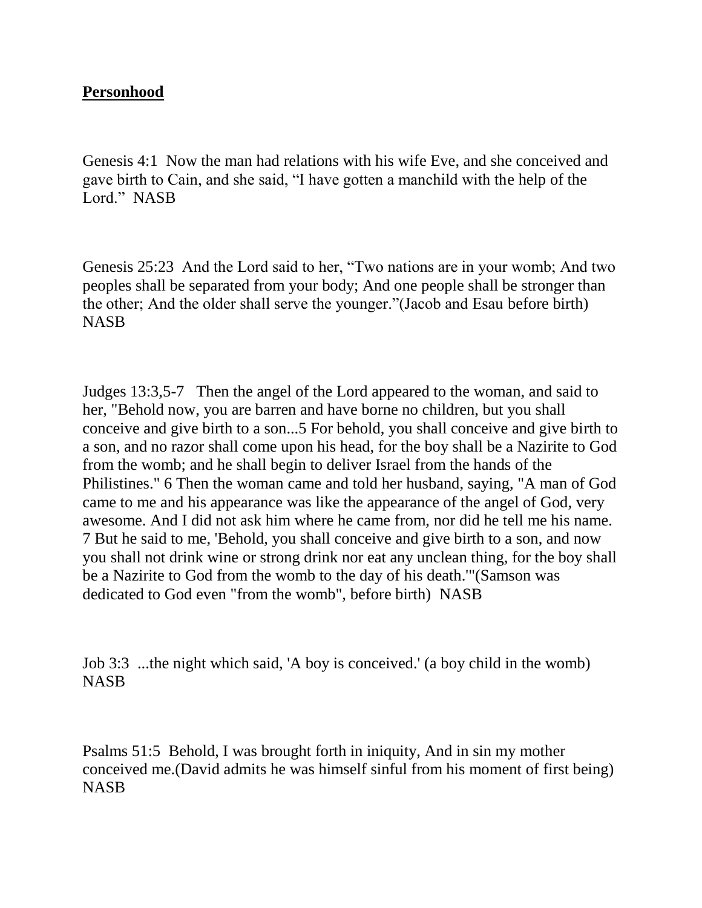**Personhood**

Genesis 4:1  Now the man had relations with his wife Eve, and she conceived and gave birth to Cain, and she said, "I have gotten a manchild with the help of the Lord."  NASB

Genesis 25:23  And the Lord said to her, "Two nations are in your womb; And two peoples shall be separated from your body; And one people shall be stronger than the other; And the older shall serve the younger."(Jacob and Esau before birth) NASB

Judges 13:3,5-7   Then the angel of the Lord appeared to the woman, and said to her, "Behold now, you are barren and have borne no children, but you shall conceive and give birth to a son...5 For behold, you shall conceive and give birth to a son, and no razor shall come upon his head, for the boy shall be a Nazirite to God from the womb; and he shall begin to deliver Israel from the hands of the Philistines." 6 Then the woman came and told her husband, saying, "A man of God came to me and his appearance was like the appearance of the angel of God, very awesome. And I did not ask him where he came from, nor did he tell me his name. 7 But he said to me, 'Behold, you shall conceive and give birth to a son, and now you shall not drink wine or strong drink nor eat any unclean thing, for the boy shall be a Nazirite to God from the womb to the day of his death.'"(Samson was dedicated to God even "from the womb", before birth)  NASB

Job 3:3  ...the night which said, 'A boy is conceived.' (a boy child in the womb) NASB

Psalms 51:5  Behold, I was brought forth in iniquity, And in sin my mother conceived me.(David admits he was himself sinful from his moment of first being) NASB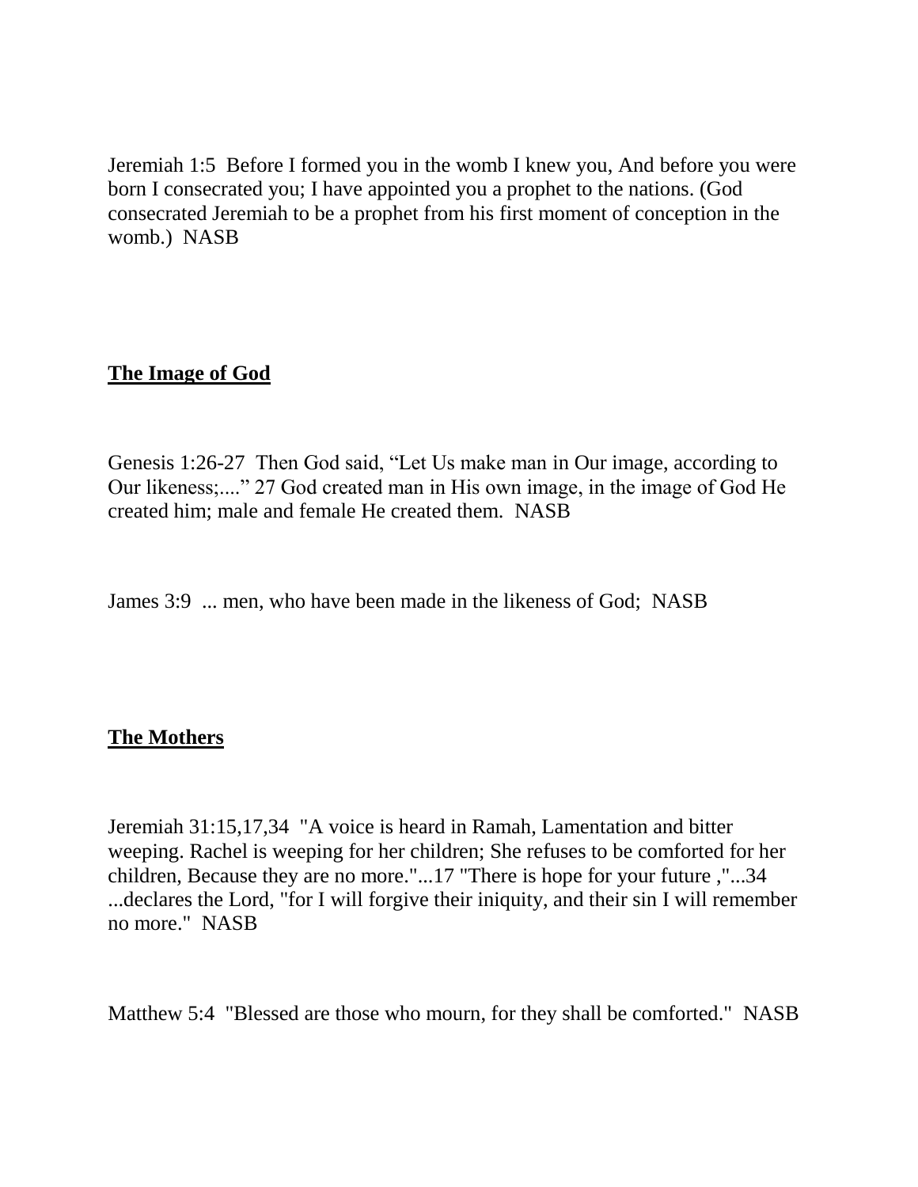Jeremiah 1:5  Before I formed you in the womb I knew you, And before you were born I consecrated you; I have appointed you a prophet to the nations. (God consecrated Jeremiah to be a prophet from his first moment of conception in the womb.)  NASB

## **The Image of God**

Genesis 1:26-27  Then God said, "Let Us make man in Our image, according to Our likeness;...." 27 God created man in His own image, in the image of God He created him; male and female He created them.  NASB

James 3:9  ... men, who have been made in the likeness of God;  NASB

## **The Mothers**

Jeremiah 31:15,17,34  "A voice is heard in Ramah, Lamentation and bitter weeping. Rachel is weeping for her children; She refuses to be comforted for her children, Because they are no more."...17 "There is hope for your future ,"...34 ...declares the Lord, "for I will forgive their iniquity, and their sin I will remember no more."  NASB

Matthew 5:4  "Blessed are those who mourn, for they shall be comforted."  NASB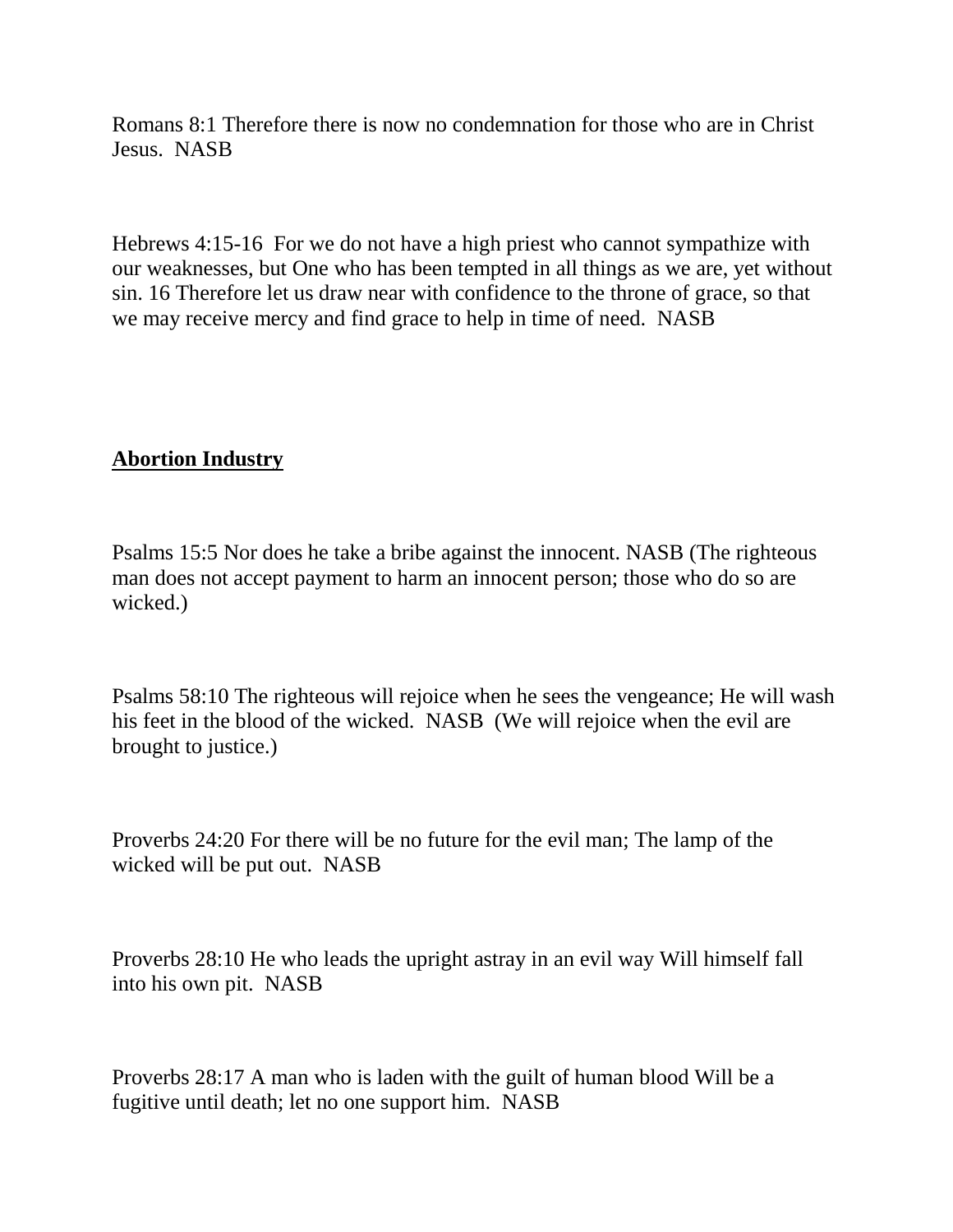Romans 8:1 Therefore there is now no condemnation for those who are in Christ Jesus. NASB

Hebrews 4:15-16 For we do not have a high priest who cannot sympathize with our weaknesses, but One who has been tempted in all things as we are, yet without sin. 16 Therefore let us draw near with confidence to the throne of grace, so that we may receive mercy and find grace to help in time of need. NASB

**Abortion Industry**

Psalms 15:5 Nor does he take a bribe against the innocent. NASB (The righteous man does not accept payment to harm an innocent person; those who do so are wicked.)

Psalms 58:10 The righteous will rejoice when he sees the vengeance; He will wash his feet in the blood of the wicked. NASB (We will rejoice when the evil are brought to justice.)

Proverbs 24:20 For there will be no future for the evil man; The lamp of the wicked will be put out. NASB

Proverbs 28:10 He who leads the upright astray in an evil way Will himself fall into his own pit. NASB

Proverbs 28:17 A man who is laden with the guilt of human blood Will be a fugitive until death; let no one support him. NASB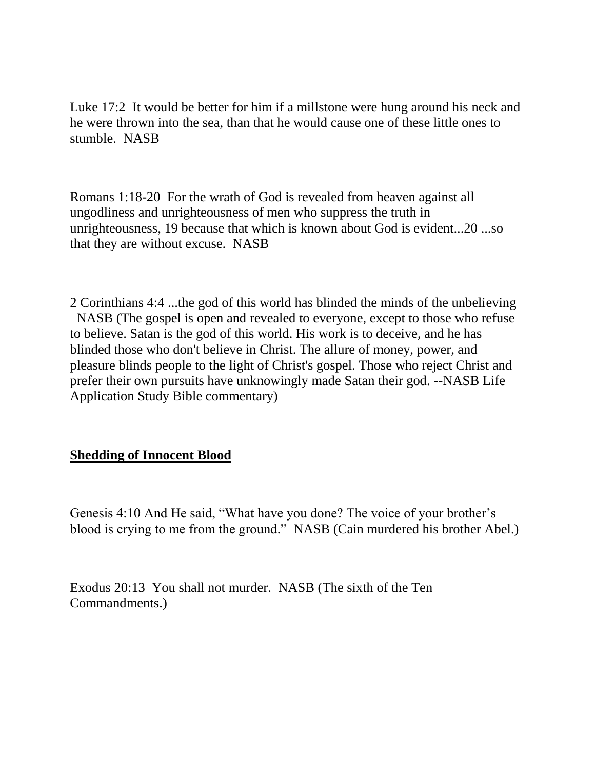Luke 17:2  It would be better for him if a millstone were hung around his neck and he were thrown into the sea, than that he would cause one of these little ones to stumble.  NASB

Romans 1:18-20  For the wrath of God is revealed from heaven against all ungodliness and unrighteousness of men who suppress the truth in unrighteousness, 19 because that which is known about God is evident...20 ...so that they are without excuse.  NASB

2 Corinthians 4:4 ...the god of this world has blinded the minds of the unbelieving  NASB (The gospel is open and revealed to everyone, except to those who refuse to believe. Satan is the god of this world. His work is to deceive, and he has blinded those who don't believe in Christ. The allure of money, power, and pleasure blinds people to the light of Christ's gospel. Those who reject Christ and prefer their own pursuits have unknowingly made Satan their god. --NASB Life Application Study Bible commentary)

**Shedding of Innocent Blood**

Genesis 4:10 And He said, "What have you done? The voice of your brother's blood is crying to me from the ground."  NASB (Cain murdered his brother Abel.)

Exodus 20:13  You shall not murder.  NASB (The sixth of the Ten Commandments.)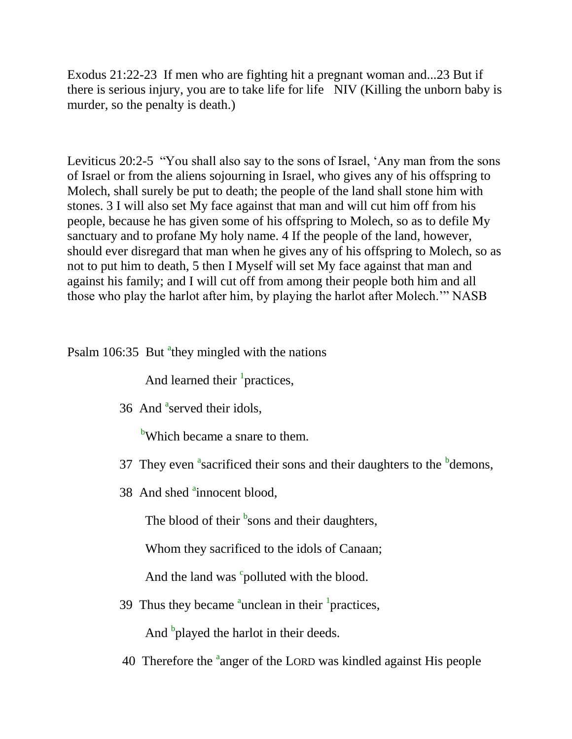Exodus 21:22-23 If men who are fighting hit a pregnant woman and...23 But if there is serious injury, you are to take life for life NIV (Killing the unborn baby is murder, so the penalty is death.)

Leviticus 20:2-5 “You shall also say to the sons of Israel, ‘Any man from the sons of Israel or from the aliens sojourning in Israel, who gives any of his offspring to Molech, shall surely be put to death; the people of the land shall stone him with stones. 3 I will also set My face against that man and will cut him off from his people, because he has given some of his offspring to Molech, so as to defile My sanctuary and to profane My holy name. 4 If the people of the land, however, should ever disregard that man when he gives any of his offspring to Molech, so as not to put him to death, 5 then I Myself will set My face against that man and against his family; and I will cut off from among their people both him and all those who play the harlot after him, by playing the harlot after Molech.’” NASB

Psalm 106:35 But [a]they mingled with the nations

And learned their [1]practices,

36 And [a]served their idols,

[b]Which became a snare to them.

37 They even [a]sacrificed their sons and their daughters to the [b]demons,

38 And shed [a]innocent blood,

The blood of their [b]sons and their daughters,

Whom they sacrificed to the idols of Canaan;

And the land was [c]polluted with the blood.

39 Thus they became [a]unclean in their [1]practices,

And [b]played the harlot in their deeds.

40 Therefore the [a]anger of the LORD was kindled against His people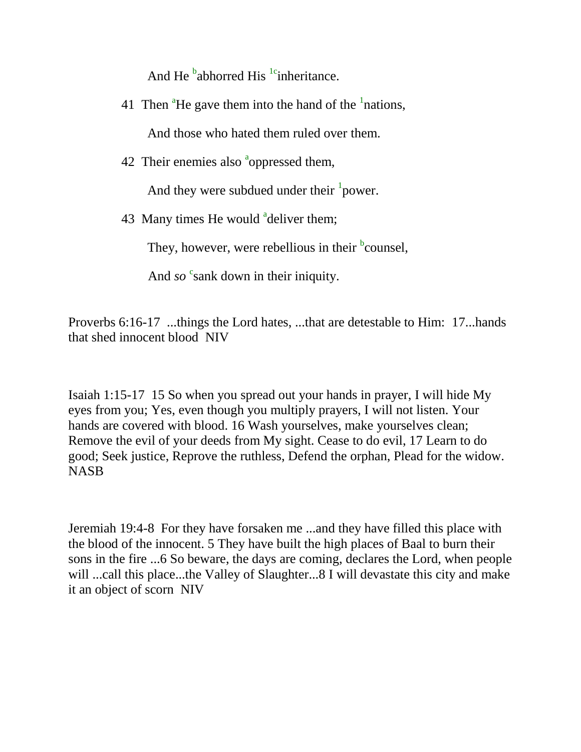And He [b]abhorred His [1c]inheritance.

41 Then [a]He gave them into the hand of the [1]nations,

And those who hated them ruled over them.

42 Their enemies also [a]oppressed them,

And they were subdued under their [1]power.

43 Many times He would [a]deliver them;

They, however, were rebellious in their [b]counsel,

And *so* [c]sank down in their iniquity.

Proverbs 6:16-17 ...things the Lord hates, ...that are detestable to Him: 17...hands that shed innocent blood NIV

Isaiah 1:15-17 15 So when you spread out your hands in prayer, I will hide My eyes from you; Yes, even though you multiply prayers, I will not listen. Your hands are covered with blood. 16 Wash yourselves, make yourselves clean; Remove the evil of your deeds from My sight. Cease to do evil, 17 Learn to do good; Seek justice, Reprove the ruthless, Defend the orphan, Plead for the widow. NASB

Jeremiah 19:4-8 For they have forsaken me ...and they have filled this place with the blood of the innocent. 5 They have built the high places of Baal to burn their sons in the fire ...6 So beware, the days are coming, declares the Lord, when people will ...call this place...the Valley of Slaughter...8 I will devastate this city and make it an object of scorn NIV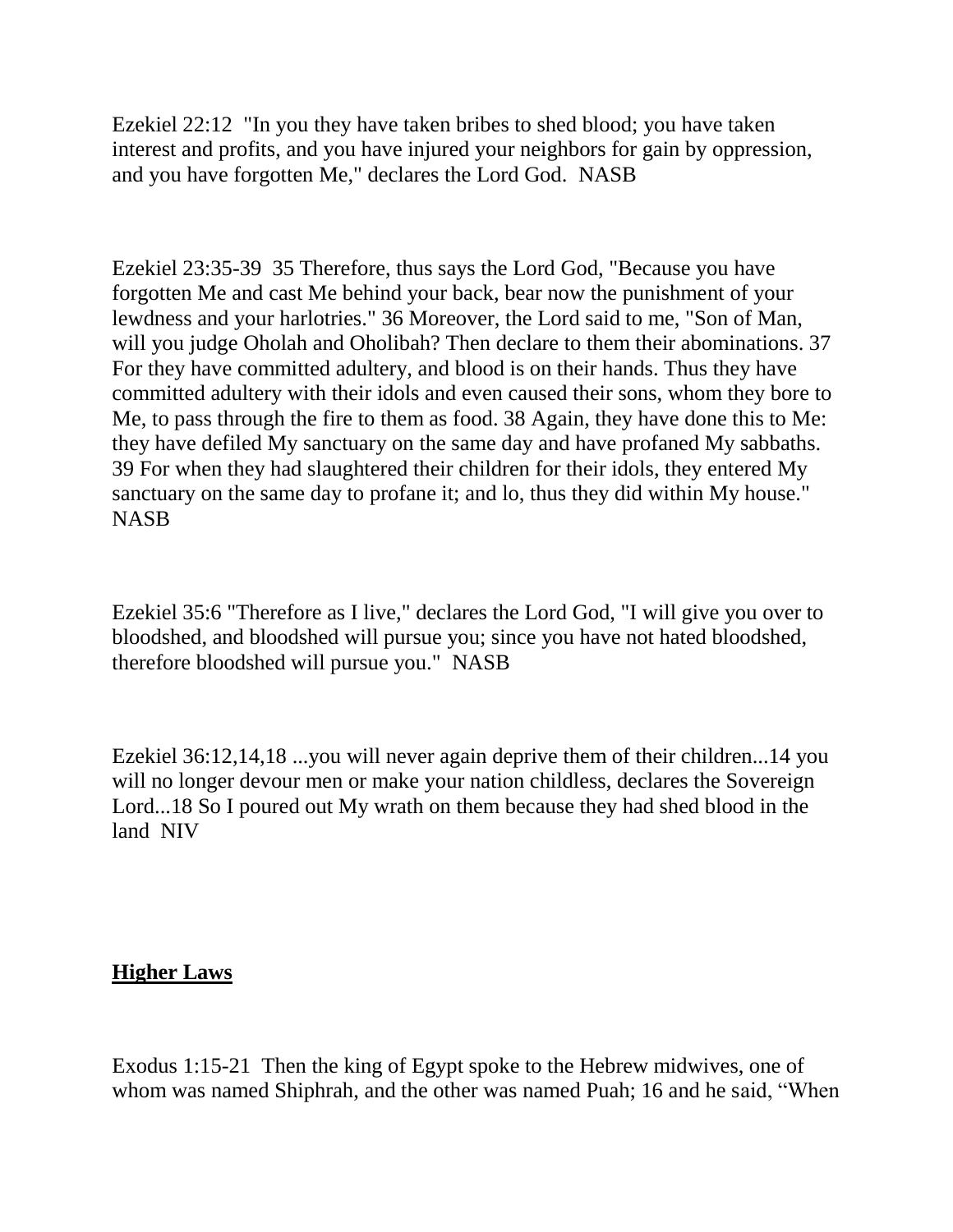Ezekiel 22:12 "In you they have taken bribes to shed blood; you have taken interest and profits, and you have injured your neighbors for gain by oppression, and you have forgotten Me," declares the Lord God. NASB

Ezekiel 23:35-39 35 Therefore, thus says the Lord God, "Because you have forgotten Me and cast Me behind your back, bear now the punishment of your lewdness and your harlotries." 36 Moreover, the Lord said to me, "Son of Man, will you judge Oholah and Oholibah? Then declare to them their abominations. 37 For they have committed adultery, and blood is on their hands. Thus they have committed adultery with their idols and even caused their sons, whom they bore to Me, to pass through the fire to them as food. 38 Again, they have done this to Me: they have defiled My sanctuary on the same day and have profaned My sabbaths. 39 For when they had slaughtered their children for their idols, they entered My sanctuary on the same day to profane it; and lo, thus they did within My house." NASB

Ezekiel 35:6 "Therefore as I live," declares the Lord God, "I will give you over to bloodshed, and bloodshed will pursue you; since you have not hated bloodshed, therefore bloodshed will pursue you." NASB

Ezekiel 36:12,14,18 ...you will never again deprive them of their children...14 you will no longer devour men or make your nation childless, declares the Sovereign Lord...18 So I poured out My wrath on them because they had shed blood in the land NIV

## **Higher Laws**

Exodus 1:15-21 Then the king of Egypt spoke to the Hebrew midwives, one of whom was named Shiphrah, and the other was named Puah; 16 and he said, "When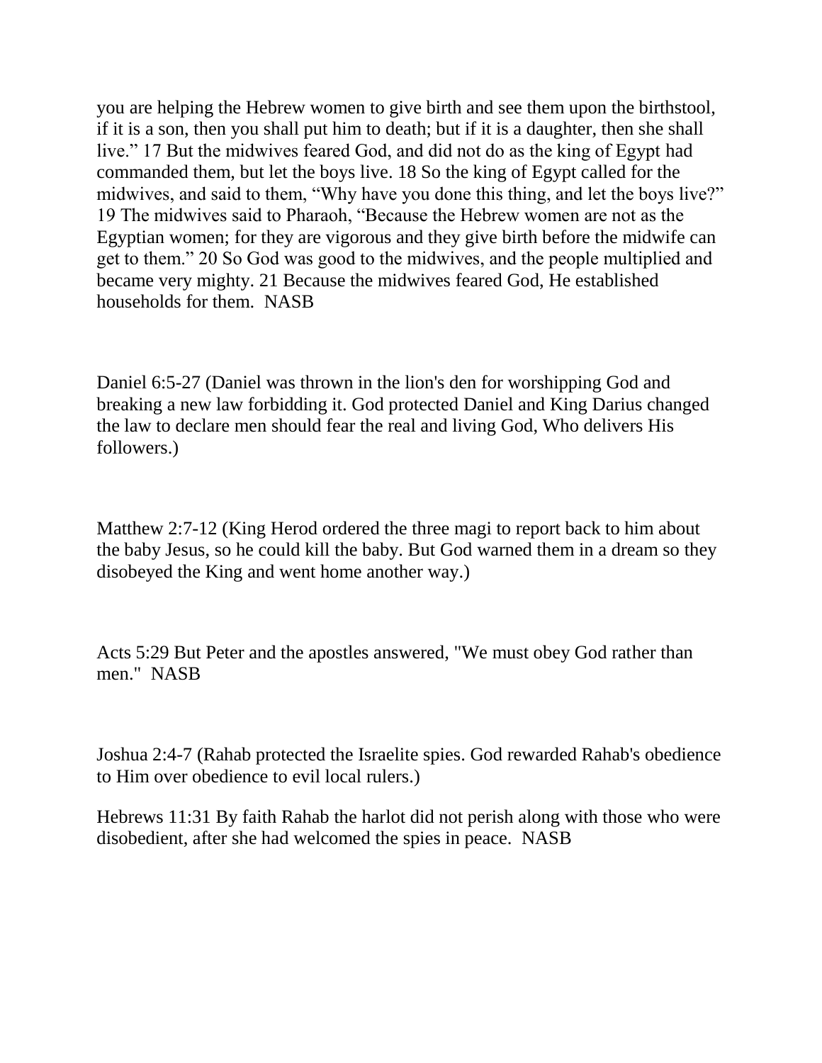you are helping the Hebrew women to give birth and see them upon the birthstool, if it is a son, then you shall put him to death; but if it is a daughter, then she shall live." 17 But the midwives feared God, and did not do as the king of Egypt had commanded them, but let the boys live. 18 So the king of Egypt called for the midwives, and said to them, "Why have you done this thing, and let the boys live?" 19 The midwives said to Pharaoh, "Because the Hebrew women are not as the Egyptian women; for they are vigorous and they give birth before the midwife can get to them." 20 So God was good to the midwives, and the people multiplied and became very mighty. 21 Because the midwives feared God, He established households for them. NASB

Daniel 6:5-27 (Daniel was thrown in the lion's den for worshipping God and breaking a new law forbidding it. God protected Daniel and King Darius changed the law to declare men should fear the real and living God, Who delivers His followers.)

Matthew 2:7-12 (King Herod ordered the three magi to report back to him about the baby Jesus, so he could kill the baby. But God warned them in a dream so they disobeyed the King and went home another way.)

Acts 5:29 But Peter and the apostles answered, "We must obey God rather than men." NASB

Joshua 2:4-7 (Rahab protected the Israelite spies. God rewarded Rahab's obedience to Him over obedience to evil local rulers.)

Hebrews 11:31 By faith Rahab the harlot did not perish along with those who were disobedient, after she had welcomed the spies in peace. NASB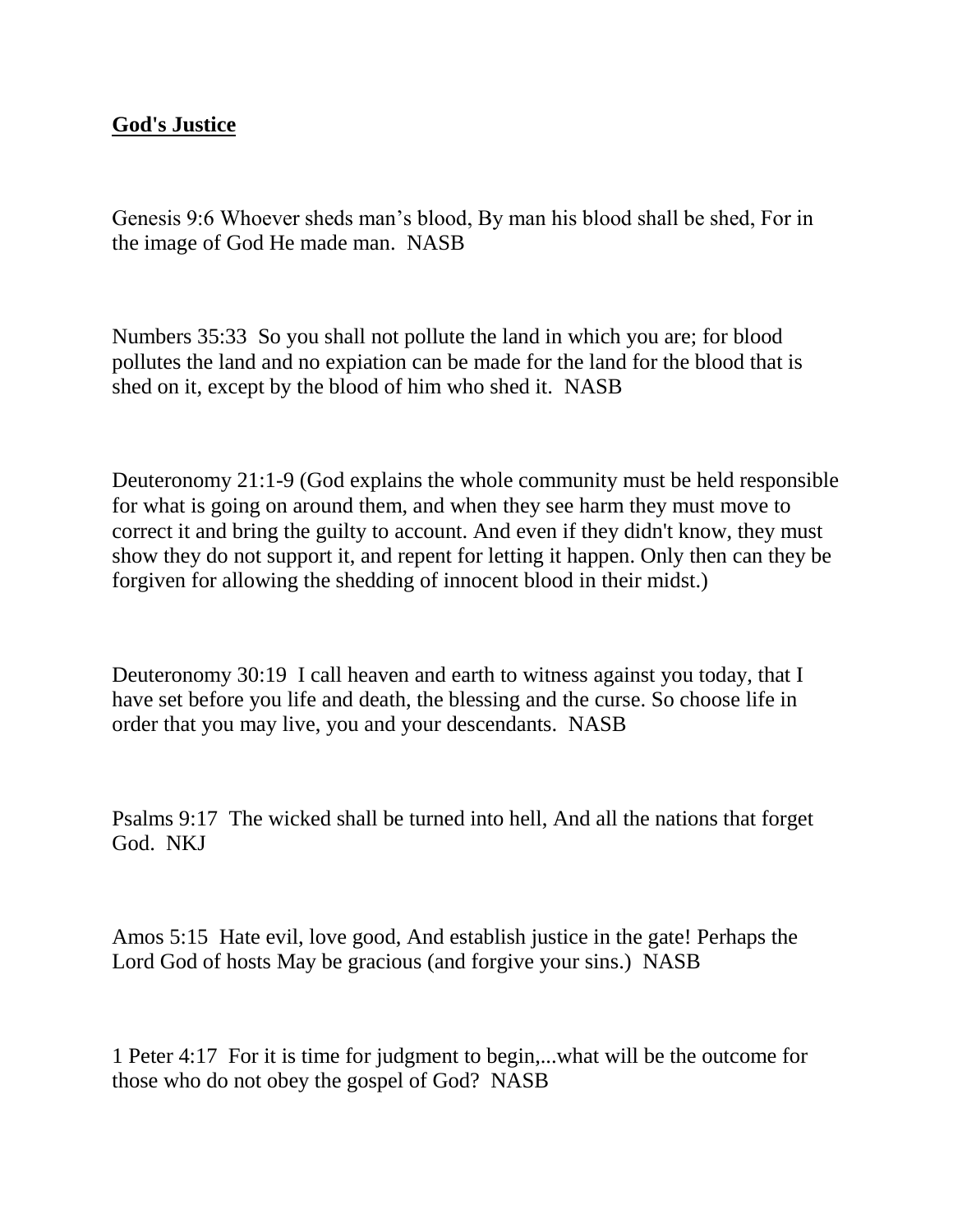**<u>God's Justice</u>**

Genesis 9:6 Whoever sheds man's blood, By man his blood shall be shed, For in the image of God He made man. NASB

Numbers 35:33 So you shall not pollute the land in which you are; for blood pollutes the land and no expiation can be made for the land for the blood that is shed on it, except by the blood of him who shed it. NASB

Deuteronomy 21:1-9 (God explains the whole community must be held responsible for what is going on around them, and when they see harm they must move to correct it and bring the guilty to account. And even if they didn't know, they must show they do not support it, and repent for letting it happen. Only then can they be forgiven for allowing the shedding of innocent blood in their midst.)

Deuteronomy 30:19 I call heaven and earth to witness against you today, that I have set before you life and death, the blessing and the curse. So choose life in order that you may live, you and your descendants. NASB

Psalms 9:17 The wicked shall be turned into hell, And all the nations that forget God. NKJ

Amos 5:15 Hate evil, love good, And establish justice in the gate! Perhaps the Lord God of hosts May be gracious (and forgive your sins.) NASB

1 Peter 4:17 For it is time for judgment to begin,...what will be the outcome for those who do not obey the gospel of God? NASB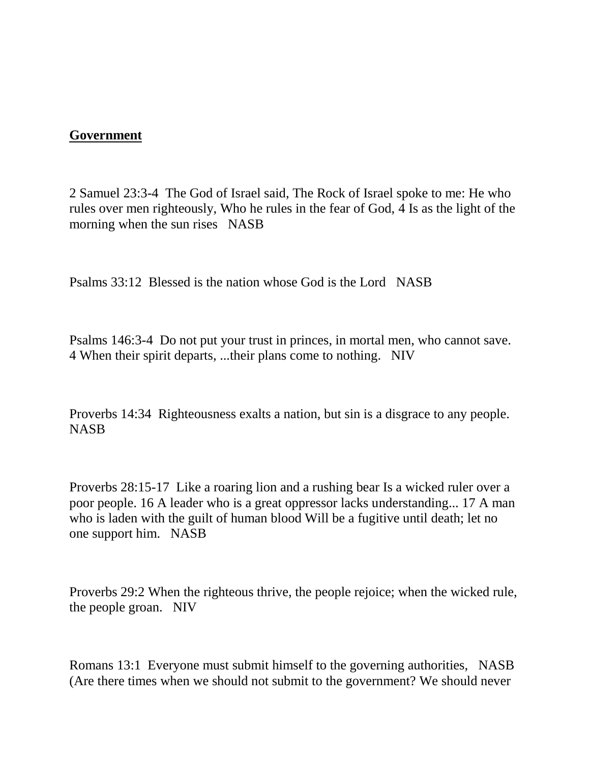**Government**

2 Samuel 23:3-4  The God of Israel said, The Rock of Israel spoke to me: He who rules over men righteously, Who he rules in the fear of God, 4 Is as the light of the morning when the sun rises   NASB

Psalms 33:12  Blessed is the nation whose God is the Lord   NASB

Psalms 146:3-4  Do not put your trust in princes, in mortal men, who cannot save. 4 When their spirit departs, ...their plans come to nothing.   NIV

Proverbs 14:34  Righteousness exalts a nation, but sin is a disgrace to any people. NASB

Proverbs 28:15-17  Like a roaring lion and a rushing bear Is a wicked ruler over a poor people. 16 A leader who is a great oppressor lacks understanding... 17 A man who is laden with the guilt of human blood Will be a fugitive until death; let no one support him.   NASB

Proverbs 29:2 When the righteous thrive, the people rejoice; when the wicked rule, the people groan.   NIV

Romans 13:1  Everyone must submit himself to the governing authorities,   NASB (Are there times when we should not submit to the government? We should never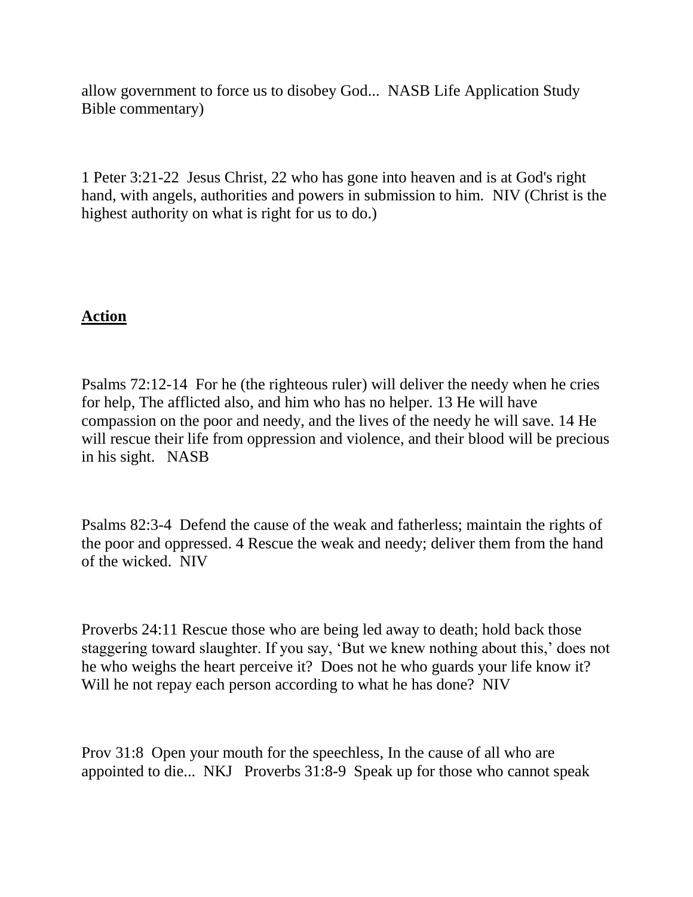allow government to force us to disobey God... NASB Life Application Study Bible commentary)

1 Peter 3:21-22 Jesus Christ, 22 who has gone into heaven and is at God's right hand, with angels, authorities and powers in submission to him. NIV (Christ is the highest authority on what is right for us to do.)

## **Action**

Psalms 72:12-14 For he (the righteous ruler) will deliver the needy when he cries for help, The afflicted also, and him who has no helper. 13 He will have compassion on the poor and needy, and the lives of the needy he will save. 14 He will rescue their life from oppression and violence, and their blood will be precious in his sight. NASB

Psalms 82:3-4 Defend the cause of the weak and fatherless; maintain the rights of the poor and oppressed. 4 Rescue the weak and needy; deliver them from the hand of the wicked. NIV

Proverbs 24:11 Rescue those who are being led away to death; hold back those staggering toward slaughter. If you say, 'But we knew nothing about this,' does not he who weighs the heart perceive it? Does not he who guards your life know it? Will he not repay each person according to what he has done? NIV

Prov 31:8 Open your mouth for the speechless, In the cause of all who are appointed to die... NKJ Proverbs 31:8-9 Speak up for those who cannot speak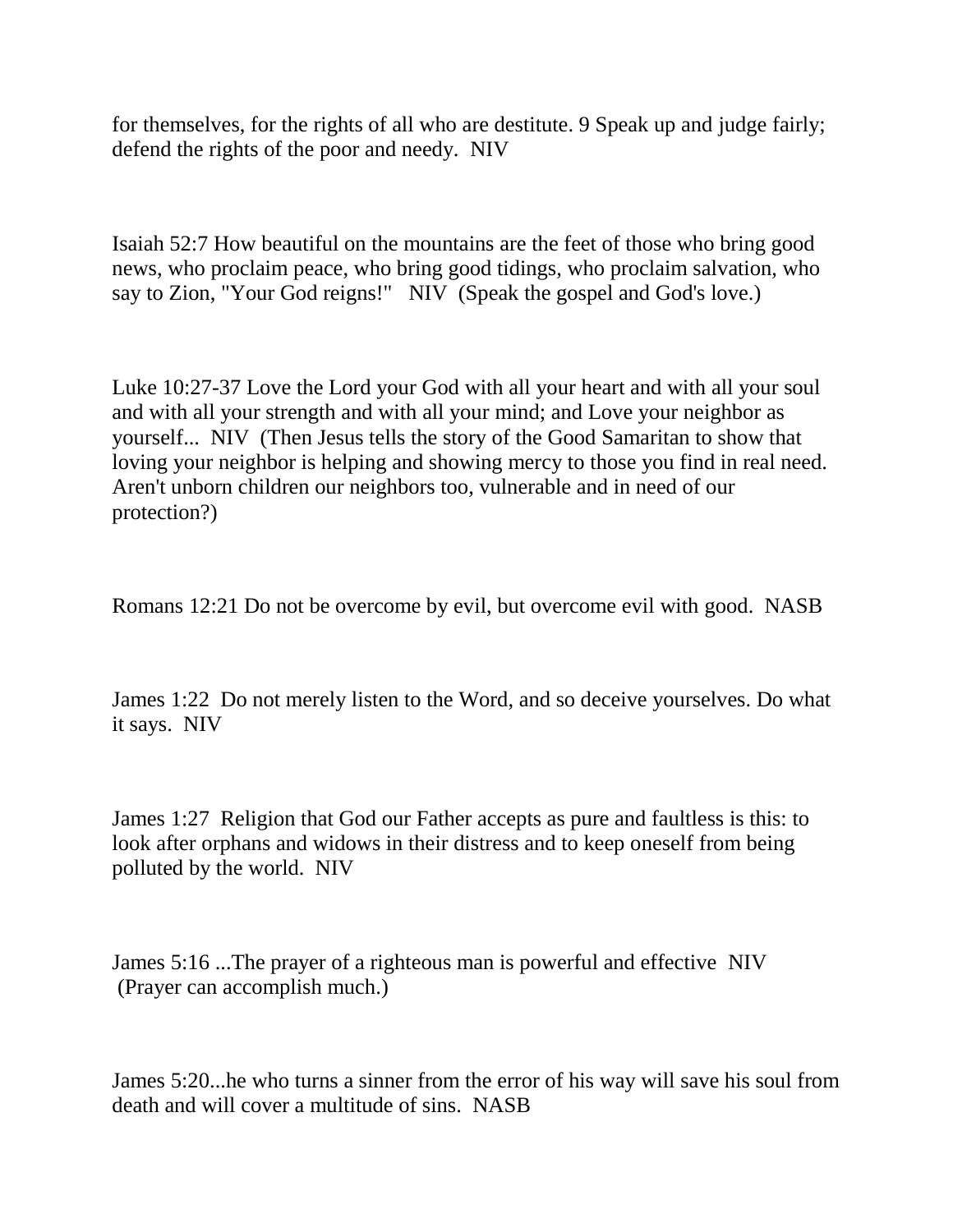for themselves, for the rights of all who are destitute. 9 Speak up and judge fairly; defend the rights of the poor and needy.  NIV

Isaiah 52:7 How beautiful on the mountains are the feet of those who bring good news, who proclaim peace, who bring good tidings, who proclaim salvation, who say to Zion, "Your God reigns!"   NIV  (Speak the gospel and God's love.)

Luke 10:27-37 Love the Lord your God with all your heart and with all your soul and with all your strength and with all your mind; and Love your neighbor as yourself...  NIV  (Then Jesus tells the story of the Good Samaritan to show that loving your neighbor is helping and showing mercy to those you find in real need. Aren't unborn children our neighbors too, vulnerable and in need of our protection?)

Romans 12:21 Do not be overcome by evil, but overcome evil with good.  NASB

James 1:22  Do not merely listen to the Word, and so deceive yourselves. Do what it says.  NIV

James 1:27  Religion that God our Father accepts as pure and faultless is this: to look after orphans and widows in their distress and to keep oneself from being polluted by the world.  NIV

James 5:16 ...The prayer of a righteous man is powerful and effective  NIV  (Prayer can accomplish much.)

James 5:20...he who turns a sinner from the error of his way will save his soul from death and will cover a multitude of sins.  NASB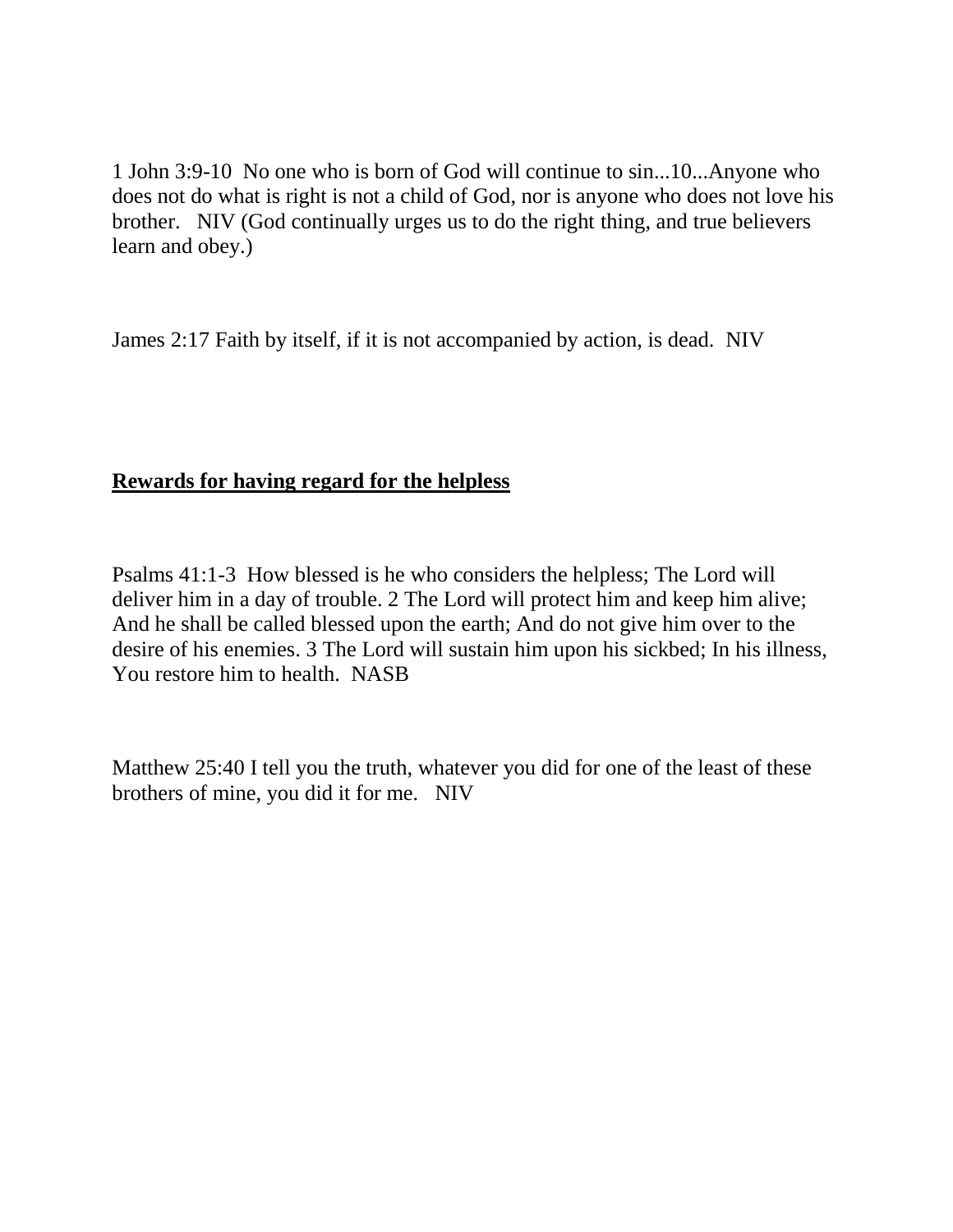1 John 3:9-10  No one who is born of God will continue to sin...10...Anyone who does not do what is right is not a child of God, nor is anyone who does not love his brother.   NIV (God continually urges us to do the right thing, and true believers learn and obey.)

James 2:17 Faith by itself, if it is not accompanied by action, is dead.  NIV

**<u>Rewards for having regard for the helpless</u>**

Psalms 41:1-3  How blessed is he who considers the helpless; The Lord will deliver him in a day of trouble. 2 The Lord will protect him and keep him alive; And he shall be called blessed upon the earth; And do not give him over to the desire of his enemies. 3 The Lord will sustain him upon his sickbed; In his illness, You restore him to health.  NASB

Matthew 25:40 I tell you the truth, whatever you did for one of the least of these brothers of mine, you did it for me.   NIV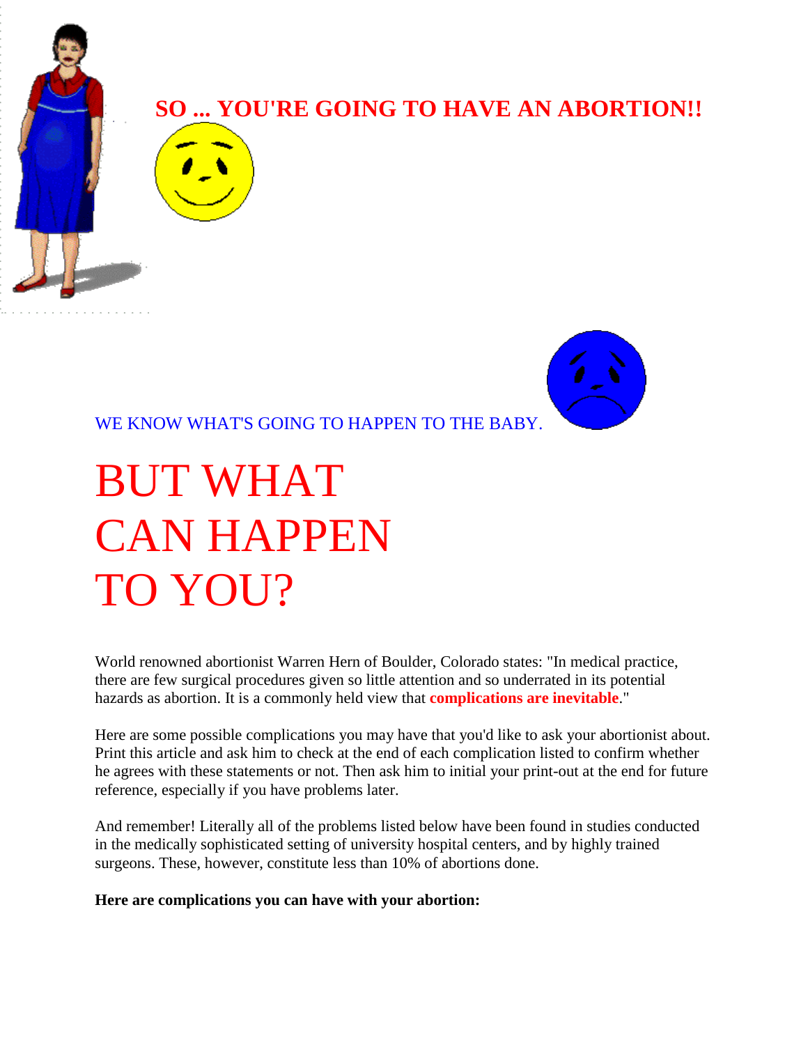## SO ... YOU'RE GOING TO HAVE AN ABORTION!!

WE KNOW WHAT'S GOING TO HAPPEN TO THE BABY.

# BUT WHAT CAN HAPPEN TO YOU?

World renowned abortionist Warren Hern of Boulder, Colorado states: "In medical practice, there are few surgical procedures given so little attention and so underrated in its potential hazards as abortion. It is a commonly held view that **complications are inevitable**."

Here are some possible complications you may have that you'd like to ask your abortionist about. Print this article and ask him to check at the end of each complication listed to confirm whether he agrees with these statements or not. Then ask him to initial your print-out at the end for future reference, especially if you have problems later.

And remember! Literally all of the problems listed below have been found in studies conducted in the medically sophisticated setting of university hospital centers, and by highly trained surgeons. These, however, constitute less than 10% of abortions done.

**Here are complications you can have with your abortion:**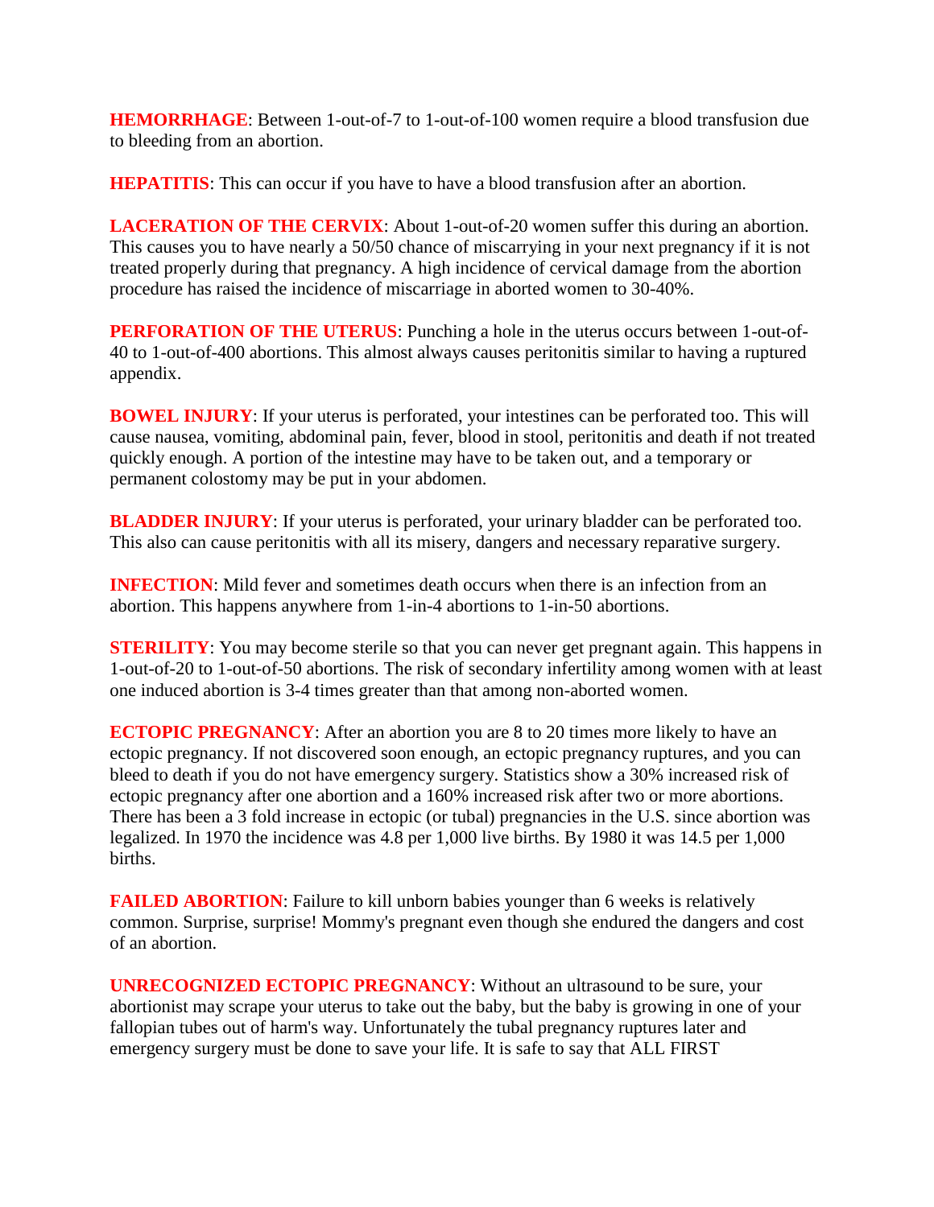**HEMORRHAGE**: Between 1-out-of-7 to 1-out-of-100 women require a blood transfusion due to bleeding from an abortion.

**HEPATITIS**: This can occur if you have to have a blood transfusion after an abortion.

**LACERATION OF THE CERVIX**: About 1-out-of-20 women suffer this during an abortion. This causes you to have nearly a 50/50 chance of miscarrying in your next pregnancy if it is not treated properly during that pregnancy. A high incidence of cervical damage from the abortion procedure has raised the incidence of miscarriage in aborted women to 30-40%.

**PERFORATION OF THE UTERUS**: Punching a hole in the uterus occurs between 1-out-of-40 to 1-out-of-400 abortions. This almost always causes peritonitis similar to having a ruptured appendix.

**BOWEL INJURY**: If your uterus is perforated, your intestines can be perforated too. This will cause nausea, vomiting, abdominal pain, fever, blood in stool, peritonitis and death if not treated quickly enough. A portion of the intestine may have to be taken out, and a temporary or permanent colostomy may be put in your abdomen.

**BLADDER INJURY**: If your uterus is perforated, your urinary bladder can be perforated too. This also can cause peritonitis with all its misery, dangers and necessary reparative surgery.

**INFECTION**: Mild fever and sometimes death occurs when there is an infection from an abortion. This happens anywhere from 1-in-4 abortions to 1-in-50 abortions.

**STERILITY**: You may become sterile so that you can never get pregnant again. This happens in 1-out-of-20 to 1-out-of-50 abortions. The risk of secondary infertility among women with at least one induced abortion is 3-4 times greater than that among non-aborted women.

**ECTOPIC PREGNANCY**: After an abortion you are 8 to 20 times more likely to have an ectopic pregnancy. If not discovered soon enough, an ectopic pregnancy ruptures, and you can bleed to death if you do not have emergency surgery. Statistics show a 30% increased risk of ectopic pregnancy after one abortion and a 160% increased risk after two or more abortions. There has been a 3 fold increase in ectopic (or tubal) pregnancies in the U.S. since abortion was legalized. In 1970 the incidence was 4.8 per 1,000 live births. By 1980 it was 14.5 per 1,000 births.

**FAILED ABORTION**: Failure to kill unborn babies younger than 6 weeks is relatively common. Surprise, surprise! Mommy's pregnant even though she endured the dangers and cost of an abortion.

**UNRECOGNIZED ECTOPIC PREGNANCY**: Without an ultrasound to be sure, your abortionist may scrape your uterus to take out the baby, but the baby is growing in one of your fallopian tubes out of harm's way. Unfortunately the tubal pregnancy ruptures later and emergency surgery must be done to save your life. It is safe to say that ALL FIRST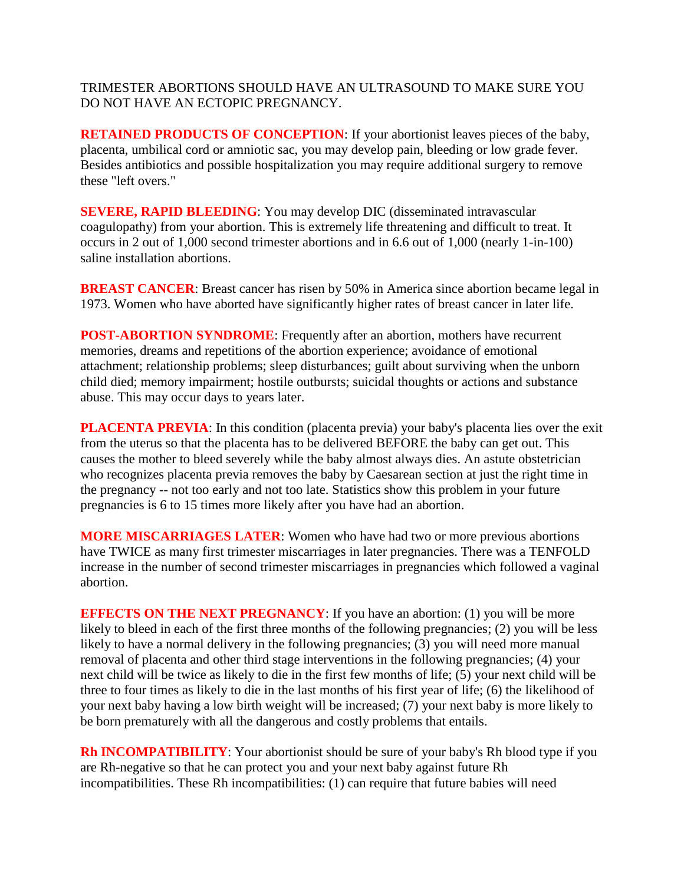TRIMESTER ABORTIONS SHOULD HAVE AN ULTRASOUND TO MAKE SURE YOU DO NOT HAVE AN ECTOPIC PREGNANCY.

**RETAINED PRODUCTS OF CONCEPTION**: If your abortionist leaves pieces of the baby, placenta, umbilical cord or amniotic sac, you may develop pain, bleeding or low grade fever. Besides antibiotics and possible hospitalization you may require additional surgery to remove these "left overs."

**SEVERE, RAPID BLEEDING**: You may develop DIC (disseminated intravascular coagulopathy) from your abortion. This is extremely life threatening and difficult to treat. It occurs in 2 out of 1,000 second trimester abortions and in 6.6 out of 1,000 (nearly 1-in-100) saline installation abortions.

**BREAST CANCER**: Breast cancer has risen by 50% in America since abortion became legal in 1973. Women who have aborted have significantly higher rates of breast cancer in later life.

**POST-ABORTION SYNDROME**: Frequently after an abortion, mothers have recurrent memories, dreams and repetitions of the abortion experience; avoidance of emotional attachment; relationship problems; sleep disturbances; guilt about surviving when the unborn child died; memory impairment; hostile outbursts; suicidal thoughts or actions and substance abuse. This may occur days to years later.

**PLACENTA PREVIA**: In this condition (placenta previa) your baby's placenta lies over the exit from the uterus so that the placenta has to be delivered BEFORE the baby can get out. This causes the mother to bleed severely while the baby almost always dies. An astute obstetrician who recognizes placenta previa removes the baby by Caesarean section at just the right time in the pregnancy -- not too early and not too late. Statistics show this problem in your future pregnancies is 6 to 15 times more likely after you have had an abortion.

**MORE MISCARRIAGES LATER**: Women who have had two or more previous abortions have TWICE as many first trimester miscarriages in later pregnancies. There was a TENFOLD increase in the number of second trimester miscarriages in pregnancies which followed a vaginal abortion.

**EFFECTS ON THE NEXT PREGNANCY**: If you have an abortion: (1) you will be more likely to bleed in each of the first three months of the following pregnancies; (2) you will be less likely to have a normal delivery in the following pregnancies; (3) you will need more manual removal of placenta and other third stage interventions in the following pregnancies; (4) your next child will be twice as likely to die in the first few months of life; (5) your next child will be three to four times as likely to die in the last months of his first year of life; (6) the likelihood of your next baby having a low birth weight will be increased; (7) your next baby is more likely to be born prematurely with all the dangerous and costly problems that entails.

**Rh INCOMPATIBILITY**: Your abortionist should be sure of your baby's Rh blood type if you are Rh-negative so that he can protect you and your next baby against future Rh incompatibilities. These Rh incompatibilities: (1) can require that future babies will need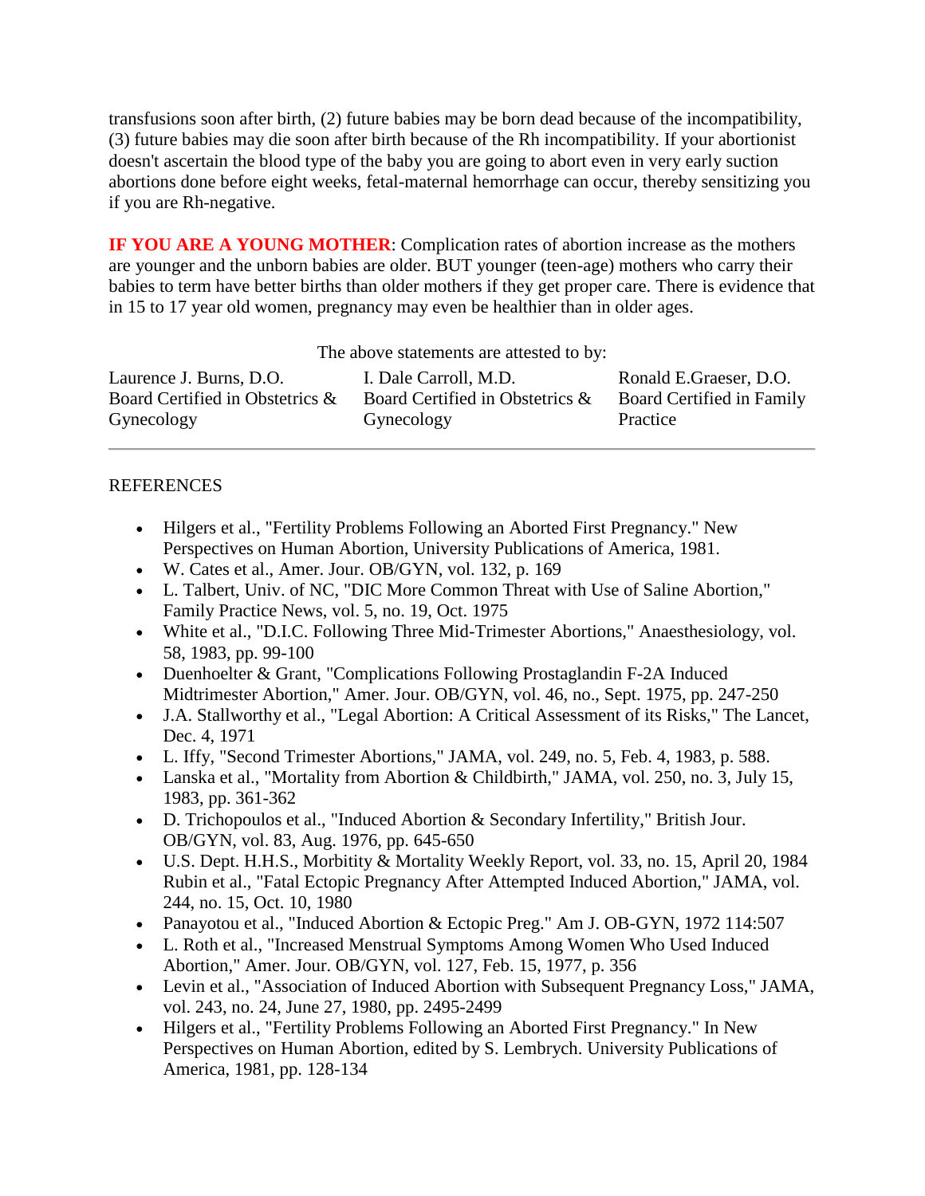transfusions soon after birth, (2) future babies may be born dead because of the incompatibility, (3) future babies may die soon after birth because of the Rh incompatibility. If your abortionist doesn't ascertain the blood type of the baby you are going to abort even in very early suction abortions done before eight weeks, fetal-maternal hemorrhage can occur, thereby sensitizing you if you are Rh-negative.

**IF YOU ARE A YOUNG MOTHER**: Complication rates of abortion increase as the mothers are younger and the unborn babies are older. BUT younger (teen-age) mothers who carry their babies to term have better births than older mothers if they get proper care. There is evidence that in 15 to 17 year old women, pregnancy may even be healthier than in older ages.

The above statements are attested to by:

| Laurence J. Burns, D.O. | I. Dale Carroll, M.D. | Ronald E.Graeser, D.O. |
|---|---|---|
| Board Certified in Obstetrics & Gynecology | Board Certified in Obstetrics & Gynecology | Board Certified in Family Practice |

---

REFERENCES

- Hilgers et al., "Fertility Problems Following an Aborted First Pregnancy." New Perspectives on Human Abortion, University Publications of America, 1981.
- W. Cates et al., Amer. Jour. OB/GYN, vol. 132, p. 169
- L. Talbert, Univ. of NC, "DIC More Common Threat with Use of Saline Abortion," Family Practice News, vol. 5, no. 19, Oct. 1975
- White et al., "D.I.C. Following Three Mid-Trimester Abortions," Anaesthesiology, vol. 58, 1983, pp. 99-100
- Duenhoelter & Grant, "Complications Following Prostaglandin F-2A Induced Midtrimester Abortion," Amer. Jour. OB/GYN, vol. 46, no., Sept. 1975, pp. 247-250
- J.A. Stallworthy et al., "Legal Abortion: A Critical Assessment of its Risks," The Lancet, Dec. 4, 1971
- L. Iffy, "Second Trimester Abortions," JAMA, vol. 249, no. 5, Feb. 4, 1983, p. 588.
- Lanska et al., "Mortality from Abortion & Childbirth," JAMA, vol. 250, no. 3, July 15, 1983, pp. 361-362
- D. Trichopoulos et al., "Induced Abortion & Secondary Infertility," British Jour. OB/GYN, vol. 83, Aug. 1976, pp. 645-650
- U.S. Dept. H.H.S., Morbitity & Mortality Weekly Report, vol. 33, no. 15, April 20, 1984 Rubin et al., "Fatal Ectopic Pregnancy After Attempted Induced Abortion," JAMA, vol. 244, no. 15, Oct. 10, 1980
- Panayotou et al., "Induced Abortion & Ectopic Preg." Am J. OB-GYN, 1972 114:507
- L. Roth et al., "Increased Menstrual Symptoms Among Women Who Used Induced Abortion," Amer. Jour. OB/GYN, vol. 127, Feb. 15, 1977, p. 356
- Levin et al., "Association of Induced Abortion with Subsequent Pregnancy Loss," JAMA, vol. 243, no. 24, June 27, 1980, pp. 2495-2499
- Hilgers et al., "Fertility Problems Following an Aborted First Pregnancy." In New Perspectives on Human Abortion, edited by S. Lembrych. University Publications of America, 1981, pp. 128-134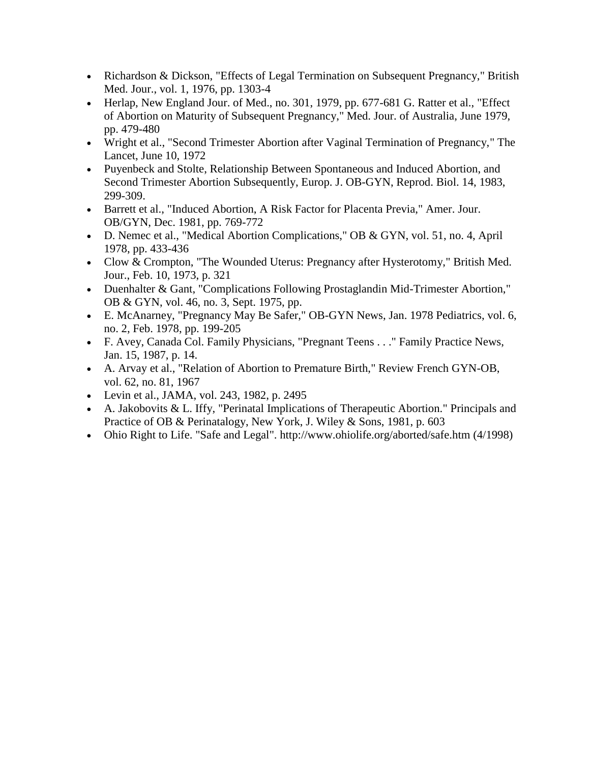- Richardson & Dickson, "Effects of Legal Termination on Subsequent Pregnancy," British Med. Jour., vol. 1, 1976, pp. 1303-4
- Herlap, New England Jour. of Med., no. 301, 1979, pp. 677-681 G. Ratter et al., "Effect of Abortion on Maturity of Subsequent Pregnancy," Med. Jour. of Australia, June 1979, pp. 479-480
- Wright et al., "Second Trimester Abortion after Vaginal Termination of Pregnancy," The Lancet, June 10, 1972
- Puyenbeck and Stolte, Relationship Between Spontaneous and Induced Abortion, and Second Trimester Abortion Subsequently, Europ. J. OB-GYN, Reprod. Biol. 14, 1983, 299-309.
- Barrett et al., "Induced Abortion, A Risk Factor for Placenta Previa," Amer. Jour. OB/GYN, Dec. 1981, pp. 769-772
- D. Nemec et al., "Medical Abortion Complications," OB & GYN, vol. 51, no. 4, April 1978, pp. 433-436
- Clow & Crompton, "The Wounded Uterus: Pregnancy after Hysterotomy," British Med. Jour., Feb. 10, 1973, p. 321
- Duenhalter & Gant, "Complications Following Prostaglandin Mid-Trimester Abortion," OB & GYN, vol. 46, no. 3, Sept. 1975, pp.
- E. McAnarney, "Pregnancy May Be Safer," OB-GYN News, Jan. 1978 Pediatrics, vol. 6, no. 2, Feb. 1978, pp. 199-205
- F. Avey, Canada Col. Family Physicians, "Pregnant Teens . . ." Family Practice News, Jan. 15, 1987, p. 14.
- A. Arvay et al., "Relation of Abortion to Premature Birth," Review French GYN-OB, vol. 62, no. 81, 1967
- Levin et al., JAMA, vol. 243, 1982, p. 2495
- A. Jakobovits & L. Iffy, "Perinatal Implications of Therapeutic Abortion." Principals and Practice of OB & Perinatalogy, New York, J. Wiley & Sons, 1981, p. 603
- Ohio Right to Life. "Safe and Legal". http://www.ohiolife.org/aborted/safe.htm (4/1998)